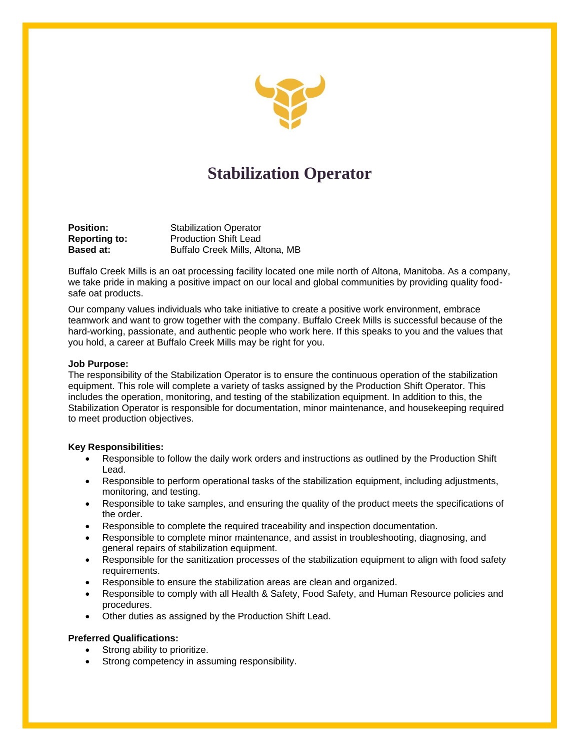# Stabilization Operator

**Position:** Stabilization Operator
**Reporting to:** Production Shift Lead
**Based at:** Buffalo Creek Mills, Altona, MB

Buffalo Creek Mills is an oat processing facility located one mile north of Altona, Manitoba. As a company, we take pride in making a positive impact on our local and global communities by providing quality food-safe oat products.

Our company values individuals who take initiative to create a positive work environment, embrace teamwork and want to grow together with the company. Buffalo Creek Mills is successful because of the hard-working, passionate, and authentic people who work here. If this speaks to you and the values that you hold, a career at Buffalo Creek Mills may be right for you.

**Job Purpose:**
The responsibility of the Stabilization Operator is to ensure the continuous operation of the stabilization equipment. This role will complete a variety of tasks assigned by the Production Shift Operator. This includes the operation, monitoring, and testing of the stabilization equipment. In addition to this, the Stabilization Operator is responsible for documentation, minor maintenance, and housekeeping required to meet production objectives.

**Key Responsibilities:**

- Responsible to follow the daily work orders and instructions as outlined by the Production Shift Lead.
- Responsible to perform operational tasks of the stabilization equipment, including adjustments, monitoring, and testing.
- Responsible to take samples, and ensuring the quality of the product meets the specifications of the order.
- Responsible to complete the required traceability and inspection documentation.
- Responsible to complete minor maintenance, and assist in troubleshooting, diagnosing, and general repairs of stabilization equipment.
- Responsible for the sanitization processes of the stabilization equipment to align with food safety requirements.
- Responsible to ensure the stabilization areas are clean and organized.
- Responsible to comply with all Health & Safety, Food Safety, and Human Resource policies and procedures.
- Other duties as assigned by the Production Shift Lead.

**Preferred Qualifications:**

- Strong ability to prioritize.
- Strong competency in assuming responsibility.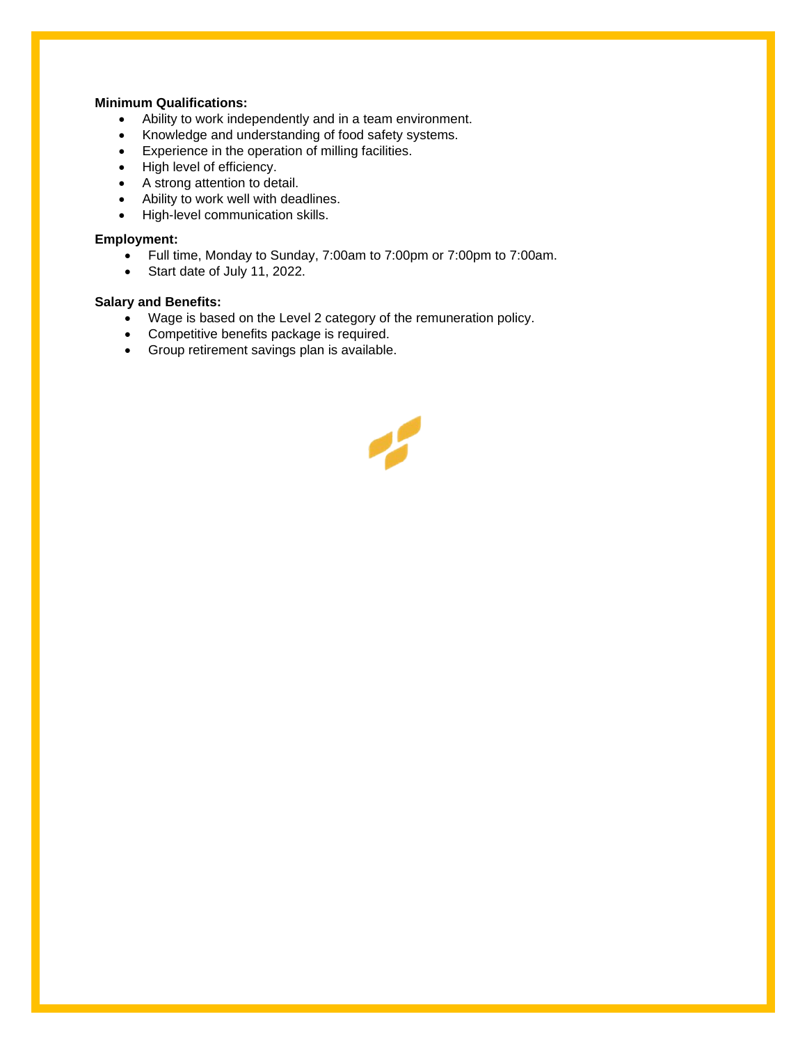**Minimum Qualifications:**

- Ability to work independently and in a team environment.
- Knowledge and understanding of food safety systems.
- Experience in the operation of milling facilities.
- High level of efficiency.
- A strong attention to detail.
- Ability to work well with deadlines.
- High-level communication skills.

**Employment:**

- Full time, Monday to Sunday, 7:00am to 7:00pm or 7:00pm to 7:00am.
- Start date of July 11, 2022.

**Salary and Benefits:**

- Wage is based on the Level 2 category of the remuneration policy.
- Competitive benefits package is required.
- Group retirement savings plan is available.